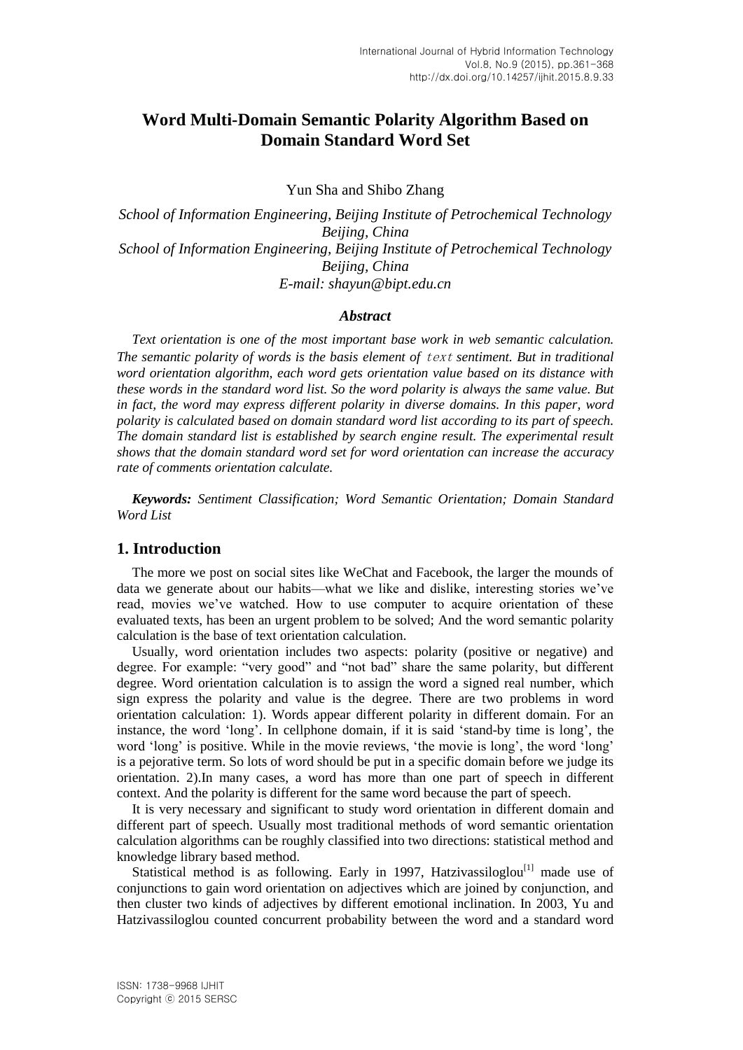# Word Multi-Domain Semantic Polarity Algorithm Based on Domain Standard Word Set

Yun Sha and Shibo Zhang

*School of Information Engineering, Beijing Institute of Petrochemical Technology Beijing, China*
*School of Information Engineering, Beijing Institute of Petrochemical Technology Beijing, China*
*E-mail: shayun@bipt.edu.cn*

### *Abstract*

*Text orientation is one of the most important base work in web semantic calculation. The semantic polarity of words is the basis element of text sentiment. But in traditional word orientation algorithm, each word gets orientation value based on its distance with these words in the standard word list. So the word polarity is always the same value. But in fact, the word may express different polarity in diverse domains. In this paper, word polarity is calculated based on domain standard word list according to its part of speech. The domain standard list is established by search engine result. The experimental result shows that the domain standard word set for word orientation can increase the accuracy rate of comments orientation calculate.*

***Keywords:*** *Sentiment Classification; Word Semantic Orientation; Domain Standard Word List*

## 1. Introduction

The more we post on social sites like WeChat and Facebook, the larger the mounds of data we generate about our habits—what we like and dislike, interesting stories we've read, movies we've watched. How to use computer to acquire orientation of these evaluated texts, has been an urgent problem to be solved; And the word semantic polarity calculation is the base of text orientation calculation.

Usually, word orientation includes two aspects: polarity (positive or negative) and degree. For example: "very good" and "not bad" share the same polarity, but different degree. Word orientation calculation is to assign the word a signed real number, which sign express the polarity and value is the degree. There are two problems in word orientation calculation: 1). Words appear different polarity in different domain. For an instance, the word 'long'. In cellphone domain, if it is said 'stand-by time is long', the word 'long' is positive. While in the movie reviews, 'the movie is long', the word 'long' is a pejorative term. So lots of word should be put in a specific domain before we judge its orientation. 2).In many cases, a word has more than one part of speech in different context. And the polarity is different for the same word because the part of speech.

It is very necessary and significant to study word orientation in different domain and different part of speech. Usually most traditional methods of word semantic orientation calculation algorithms can be roughly classified into two directions: statistical method and knowledge library based method.

Statistical method is as following. Early in 1997, Hatzivassiloglou[1] made use of conjunctions to gain word orientation on adjectives which are joined by conjunction, and then cluster two kinds of adjectives by different emotional inclination. In 2003, Yu and Hatzivassiloglou counted concurrent probability between the word and a standard word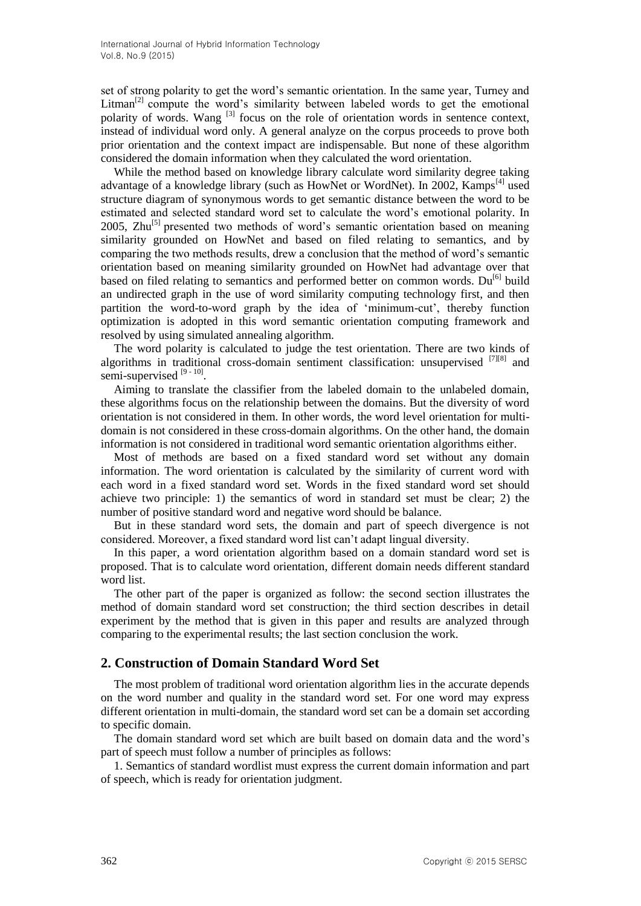set of strong polarity to get the word's semantic orientation. In the same year, Turney and Litman[2] compute the word's similarity between labeled words to get the emotional polarity of words. Wang [3] focus on the role of orientation words in sentence context, instead of individual word only. A general analyze on the corpus proceeds to prove both prior orientation and the context impact are indispensable. But none of these algorithm considered the domain information when they calculated the word orientation.

While the method based on knowledge library calculate word similarity degree taking advantage of a knowledge library (such as HowNet or WordNet). In 2002, Kamps[4] used structure diagram of synonymous words to get semantic distance between the word to be estimated and selected standard word set to calculate the word's emotional polarity. In 2005, Zhu[5] presented two methods of word's semantic orientation based on meaning similarity grounded on HowNet and based on filed relating to semantics, and by comparing the two methods results, drew a conclusion that the method of word's semantic orientation based on meaning similarity grounded on HowNet had advantage over that based on filed relating to semantics and performed better on common words. Du[6] build an undirected graph in the use of word similarity computing technology first, and then partition the word-to-word graph by the idea of 'minimum-cut', thereby function optimization is adopted in this word semantic orientation computing framework and resolved by using simulated annealing algorithm.

The word polarity is calculated to judge the test orientation. There are two kinds of algorithms in traditional cross-domain sentiment classification: unsupervised [7][8] and semi-supervised [9 - 10].

Aiming to translate the classifier from the labeled domain to the unlabeled domain, these algorithms focus on the relationship between the domains. But the diversity of word orientation is not considered in them. In other words, the word level orientation for multi-domain is not considered in these cross-domain algorithms. On the other hand, the domain information is not considered in traditional word semantic orientation algorithms either.

Most of methods are based on a fixed standard word set without any domain information. The word orientation is calculated by the similarity of current word with each word in a fixed standard word set. Words in the fixed standard word set should achieve two principle: 1) the semantics of word in standard set must be clear; 2) the number of positive standard word and negative word should be balance.

But in these standard word sets, the domain and part of speech divergence is not considered. Moreover, a fixed standard word list can't adapt lingual diversity.

In this paper, a word orientation algorithm based on a domain standard word set is proposed. That is to calculate word orientation, different domain needs different standard word list.

The other part of the paper is organized as follow: the second section illustrates the method of domain standard word set construction; the third section describes in detail experiment by the method that is given in this paper and results are analyzed through comparing to the experimental results; the last section conclusion the work.

## 2. Construction of Domain Standard Word Set

The most problem of traditional word orientation algorithm lies in the accurate depends on the word number and quality in the standard word set. For one word may express different orientation in multi-domain, the standard word set can be a domain set according to specific domain.

The domain standard word set which are built based on domain data and the word's part of speech must follow a number of principles as follows:

1. Semantics of standard wordlist must express the current domain information and part of speech, which is ready for orientation judgment.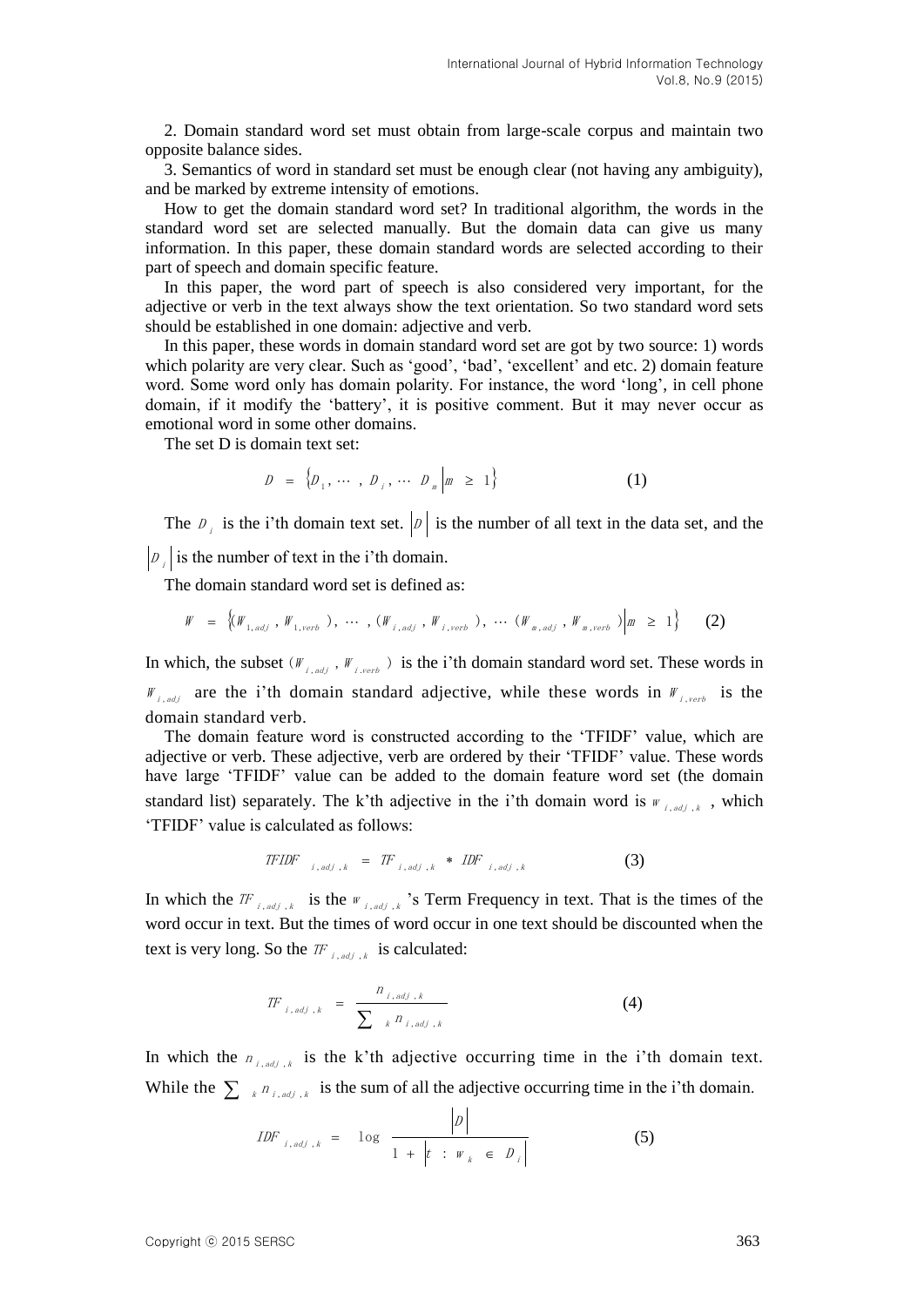2. Domain standard word set must obtain from large-scale corpus and maintain two opposite balance sides.

3. Semantics of word in standard set must be enough clear (not having any ambiguity), and be marked by extreme intensity of emotions.

How to get the domain standard word set? In traditional algorithm, the words in the standard word set are selected manually. But the domain data can give us many information. In this paper, these domain standard words are selected according to their part of speech and domain specific feature.

In this paper, the word part of speech is also considered very important, for the adjective or verb in the text always show the text orientation. So two standard word sets should be established in one domain: adjective and verb.

In this paper, these words in domain standard word set are got by two source: 1) words which polarity are very clear. Such as 'good', 'bad', 'excellent' and etc. 2) domain feature word. Some word only has domain polarity. For instance, the word 'long', in cell phone domain, if it modify the 'battery', it is positive comment. But it may never occur as emotional word in some other domains.

The set D is domain text set:

$$D = \{D_1, \cdots, D_i, \cdots D_m | m \geq 1\} \tag{1}$$

The $D_i$ is the i'th domain text set. $|D|$ is the number of all text in the data set, and the $|D_i|$ is the number of text in the i'th domain.

The domain standard word set is defined as:

$$W = \{(W_{1,adj}, W_{1,verb}), \cdots, (W_{i,adj}, W_{i,verb}), \cdots (W_{m,adj}, W_{m,verb}) | m \geq 1\} \tag{2}$$

In which, the subset $(W_{i,adj}, W_{i,verb})$ is the i'th domain standard word set. These words in $W_{i,adj}$ are the i'th domain standard adjective, while these words in $W_{i,verb}$ is the domain standard verb.

The domain feature word is constructed according to the 'TFIDF' value, which are adjective or verb. These adjective, verb are ordered by their 'TFIDF' value. These words have large 'TFIDF' value can be added to the domain feature word set (the domain standard list) separately. The k'th adjective in the i'th domain word is $w_{i,adj,k}$, which 'TFIDF' value is calculated as follows:

$$TFIDF_{i,adj,k} = TF_{i,adj,k} * IDF_{i,adj,k} \tag{3}$$

In which the $TF_{i,adj,k}$ is the $w_{i,adj,k}$'s Term Frequency in text. That is the times of the word occur in text. But the times of word occur in one text should be discounted when the text is very long. So the $TF_{i,adj,k}$ is calculated:

$$TF_{i,adj,k} = \frac{n_{i,adj,k}}{\sum_k n_{i,adj,k}} \tag{4}$$

In which the $n_{i,adj,k}$ is the k'th adjective occurring time in the i'th domain text. While the $\sum_k n_{i,adj,k}$ is the sum of all the adjective occurring time in the i'th domain.

$$IDF_{i,adj,k} = \log \frac{|D|}{1 + |t : w_k \in D_i|} \tag{5}$$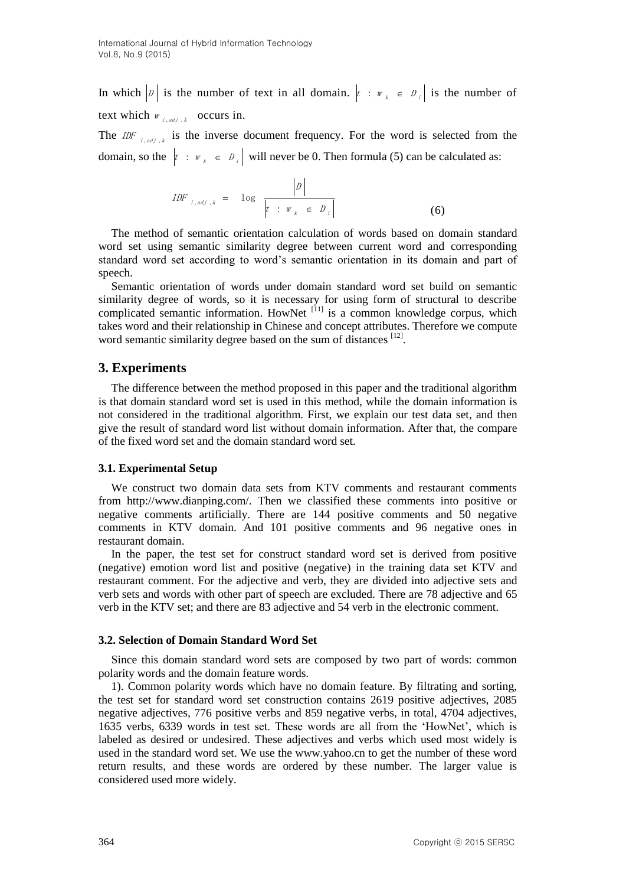In which $|D|$ is the number of text in all domain. $|t : w_k \in D_j|$ is the number of text which $w_{i,adj,k}$ occurs in.

The $IDF_{i,adj,k}$ is the inverse document frequency. For the word is selected from the domain, so the $|t : w_k \in D_j|$ will never be 0. Then formula (5) can be calculated as:

$$IDF_{i,adj,k} = \log \frac{|D|}{|t : w_k \in D_j|} \tag{6}$$

The method of semantic orientation calculation of words based on domain standard word set using semantic similarity degree between current word and corresponding standard word set according to word's semantic orientation in its domain and part of speech.

Semantic orientation of words under domain standard word set build on semantic similarity degree of words, so it is necessary for using form of structural to describe complicated semantic information. HowNet [11] is a common knowledge corpus, which takes word and their relationship in Chinese and concept attributes. Therefore we compute word semantic similarity degree based on the sum of distances [12].

## 3. Experiments

The difference between the method proposed in this paper and the traditional algorithm is that domain standard word set is used in this method, while the domain information is not considered in the traditional algorithm. First, we explain our test data set, and then give the result of standard word list without domain information. After that, the compare of the fixed word set and the domain standard word set.

### 3.1. Experimental Setup

We construct two domain data sets from KTV comments and restaurant comments from http://www.dianping.com/. Then we classified these comments into positive or negative comments artificially. There are 144 positive comments and 50 negative comments in KTV domain. And 101 positive comments and 96 negative ones in restaurant domain.

In the paper, the test set for construct standard word set is derived from positive (negative) emotion word list and positive (negative) in the training data set KTV and restaurant comment. For the adjective and verb, they are divided into adjective sets and verb sets and words with other part of speech are excluded. There are 78 adjective and 65 verb in the KTV set; and there are 83 adjective and 54 verb in the electronic comment.

### 3.2. Selection of Domain Standard Word Set

Since this domain standard word sets are composed by two part of words: common polarity words and the domain feature words.

1). Common polarity words which have no domain feature. By filtrating and sorting, the test set for standard word set construction contains 2619 positive adjectives, 2085 negative adjectives, 776 positive verbs and 859 negative verbs, in total, 4704 adjectives, 1635 verbs, 6339 words in test set. These words are all from the 'HowNet', which is labeled as desired or undesired. These adjectives and verbs which used most widely is used in the standard word set. We use the www.yahoo.cn to get the number of these word return results, and these words are ordered by these number. The larger value is considered used more widely.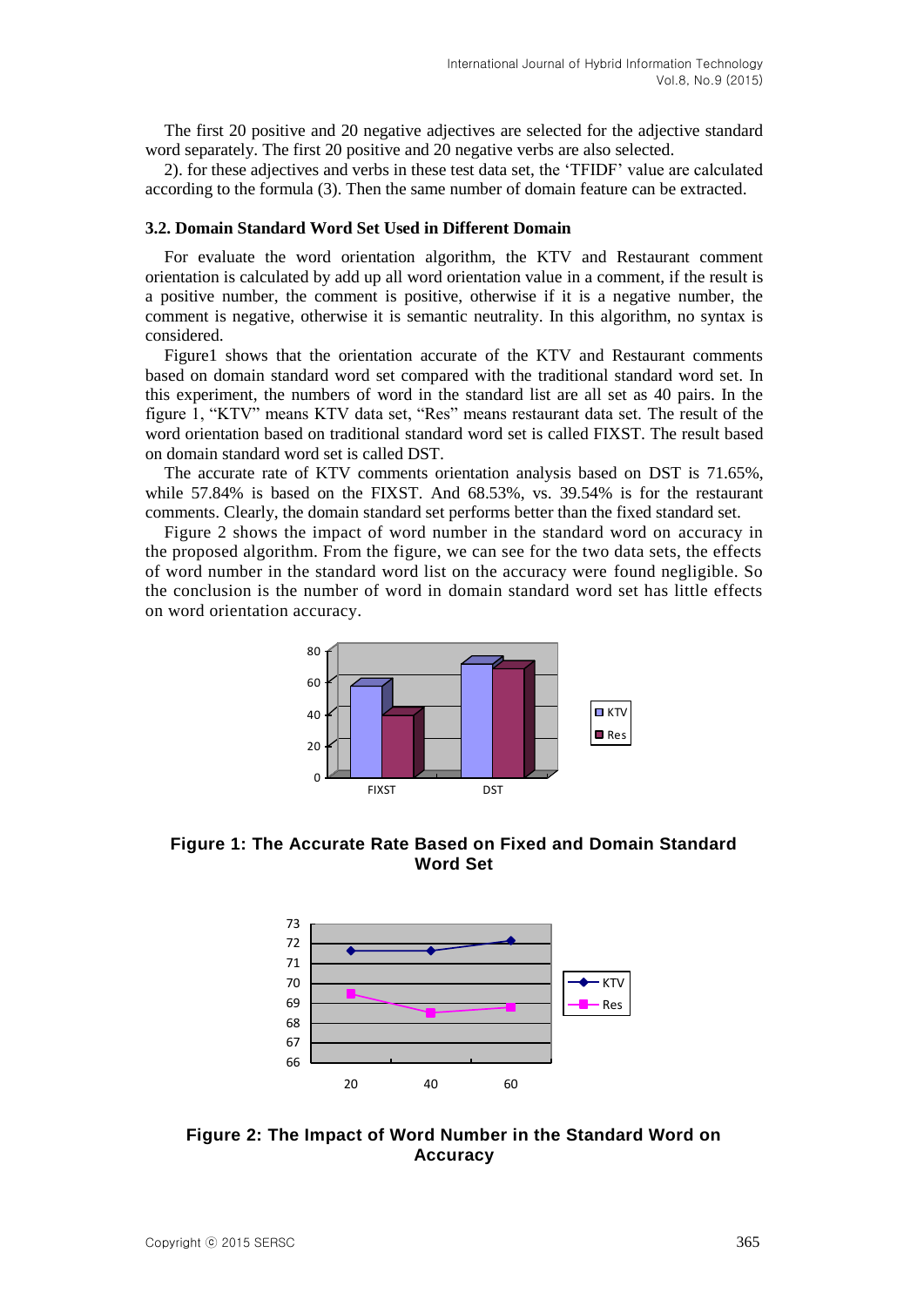The first 20 positive and 20 negative adjectives are selected for the adjective standard word separately. The first 20 positive and 20 negative verbs are also selected.

2). for these adjectives and verbs in these test data set, the 'TFIDF' value are calculated according to the formula (3). Then the same number of domain feature can be extracted.

### 3.2. Domain Standard Word Set Used in Different Domain

For evaluate the word orientation algorithm, the KTV and Restaurant comment orientation is calculated by add up all word orientation value in a comment, if the result is a positive number, the comment is positive, otherwise if it is a negative number, the comment is negative, otherwise it is semantic neutrality. In this algorithm, no syntax is considered.

Figure1 shows that the orientation accurate of the KTV and Restaurant comments based on domain standard word set compared with the traditional standard word set. In this experiment, the numbers of word in the standard list are all set as 40 pairs. In the figure 1, "KTV" means KTV data set, "Res" means restaurant data set. The result of the word orientation based on traditional standard word set is called FIXST. The result based on domain standard word set is called DST.

The accurate rate of KTV comments orientation analysis based on DST is 71.65%, while 57.84% is based on the FIXST. And 68.53%, vs. 39.54% is for the restaurant comments. Clearly, the domain standard set performs better than the fixed standard set.

Figure 2 shows the impact of word number in the standard word on accuracy in the proposed algorithm. From the figure, we can see for the two data sets, the effects of word number in the standard word list on the accuracy were found negligible. So the conclusion is the number of word in domain standard word set has little effects on word orientation accuracy.

**Figure 1: The Accurate Rate Based on Fixed and Domain Standard Word Set**

**Figure 2: The Impact of Word Number in the Standard Word on Accuracy**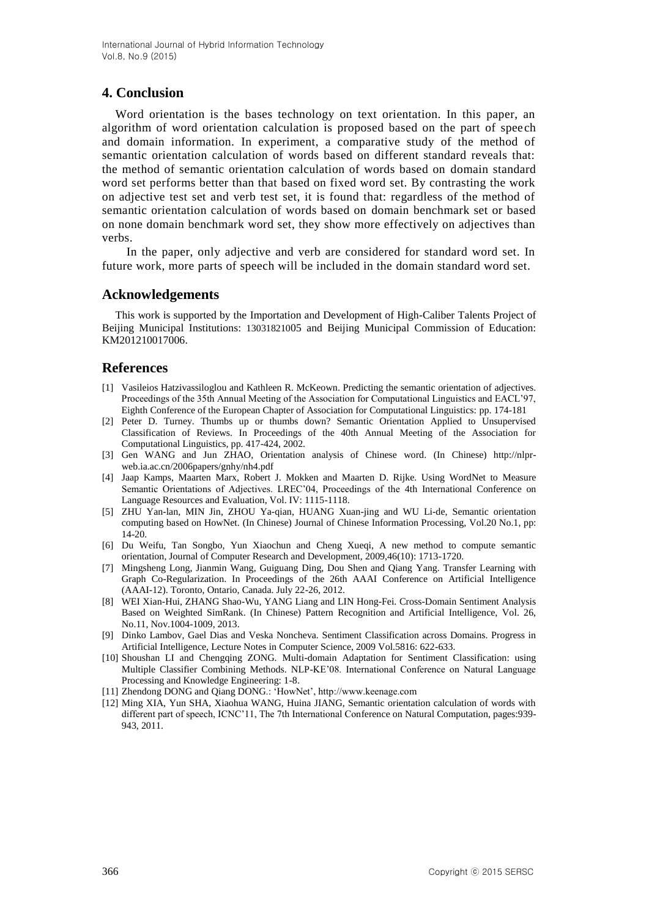## 4. Conclusion

Word orientation is the bases technology on text orientation. In this paper, an algorithm of word orientation calculation is proposed based on the part of speech and domain information. In experiment, a comparative study of the method of semantic orientation calculation of words based on different standard reveals that: the method of semantic orientation calculation of words based on domain standard word set performs better than that based on fixed word set. By contrasting the work on adjective test set and verb test set, it is found that: regardless of the method of semantic orientation calculation of words based on domain benchmark set or based on none domain benchmark word set, they show more effectively on adjectives than verbs.

In the paper, only adjective and verb are considered for standard word set. In future work, more parts of speech will be included in the domain standard word set.

## Acknowledgements

This work is supported by the Importation and Development of High-Caliber Talents Project of Beijing Municipal Institutions: 13031821005 and Beijing Municipal Commission of Education: KM201210017006.

## References

[1] Vasileios Hatzivassiloglou and Kathleen R. McKeown. Predicting the semantic orientation of adjectives. Proceedings of the 35th Annual Meeting of the Association for Computational Linguistics and EACL'97, Eighth Conference of the European Chapter of Association for Computational Linguistics: pp. 174-181

[2] Peter D. Turney. Thumbs up or thumbs down? Semantic Orientation Applied to Unsupervised Classification of Reviews. In Proceedings of the 40th Annual Meeting of the Association for Computational Linguistics, pp. 417-424, 2002.

[3] Gen WANG and Jun ZHAO, Orientation analysis of Chinese word. (In Chinese) http://nlpr-web.ia.ac.cn/2006papers/gnhy/nh4.pdf

[4] Jaap Kamps, Maarten Marx, Robert J. Mokken and Maarten D. Rijke. Using WordNet to Measure Semantic Orientations of Adjectives. LREC'04, Proceedings of the 4th International Conference on Language Resources and Evaluation, Vol. IV: 1115-1118.

[5] ZHU Yan-lan, MIN Jin, ZHOU Ya-qian, HUANG Xuan-jing and WU Li-de, Semantic orientation computing based on HowNet. (In Chinese) Journal of Chinese Information Processing, Vol.20 No.1, pp: 14-20.

[6] Du Weifu, Tan Songbo, Yun Xiaochun and Cheng Xueqi, A new method to compute semantic orientation, Journal of Computer Research and Development, 2009,46(10): 1713-1720.

[7] Mingsheng Long, Jianmin Wang, Guiguang Ding, Dou Shen and Qiang Yang. Transfer Learning with Graph Co-Regularization. In Proceedings of the 26th AAAI Conference on Artificial Intelligence (AAAI-12). Toronto, Ontario, Canada. July 22-26, 2012.

[8] WEI Xian-Hui, ZHANG Shao-Wu, YANG Liang and LIN Hong-Fei. Cross-Domain Sentiment Analysis Based on Weighted SimRank. (In Chinese) Pattern Recognition and Artificial Intelligence, Vol. 26, No.11, Nov.1004-1009, 2013.

[9] Dinko Lambov, Gael Dias and Veska Noncheva. Sentiment Classification across Domains. Progress in Artificial Intelligence, Lecture Notes in Computer Science, 2009 Vol.5816: 622-633.

[10] Shoushan LI and Chengqing ZONG. Multi-domain Adaptation for Sentiment Classification: using Multiple Classifier Combining Methods. NLP-KE'08. International Conference on Natural Language Processing and Knowledge Engineering: 1-8.

[11] Zhendong DONG and Qiang DONG.: 'HowNet', http://www.keenage.com

[12] Ming XIA, Yun SHA, Xiaohua WANG, Huina JIANG, Semantic orientation calculation of words with different part of speech, ICNC'11, The 7th International Conference on Natural Computation, pages:939-943, 2011.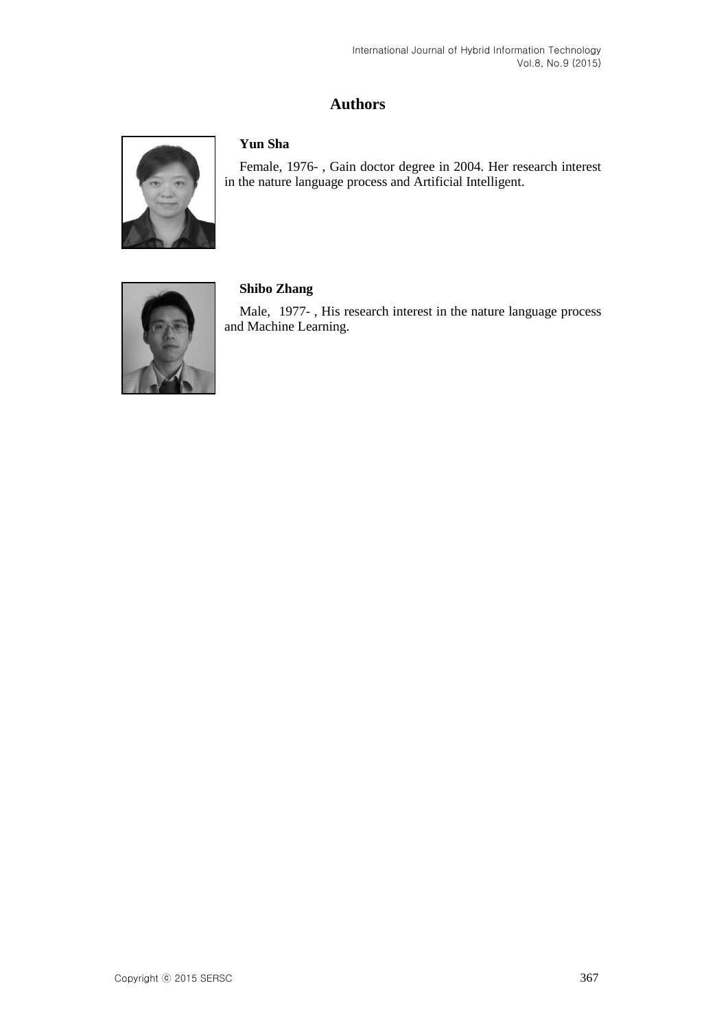## Authors

**Yun Sha**

Female, 1976- , Gain doctor degree in 2004. Her research interest in the nature language process and Artificial Intelligent.

**Shibo Zhang**

Male, 1977- , His research interest in the nature language process and Machine Learning.